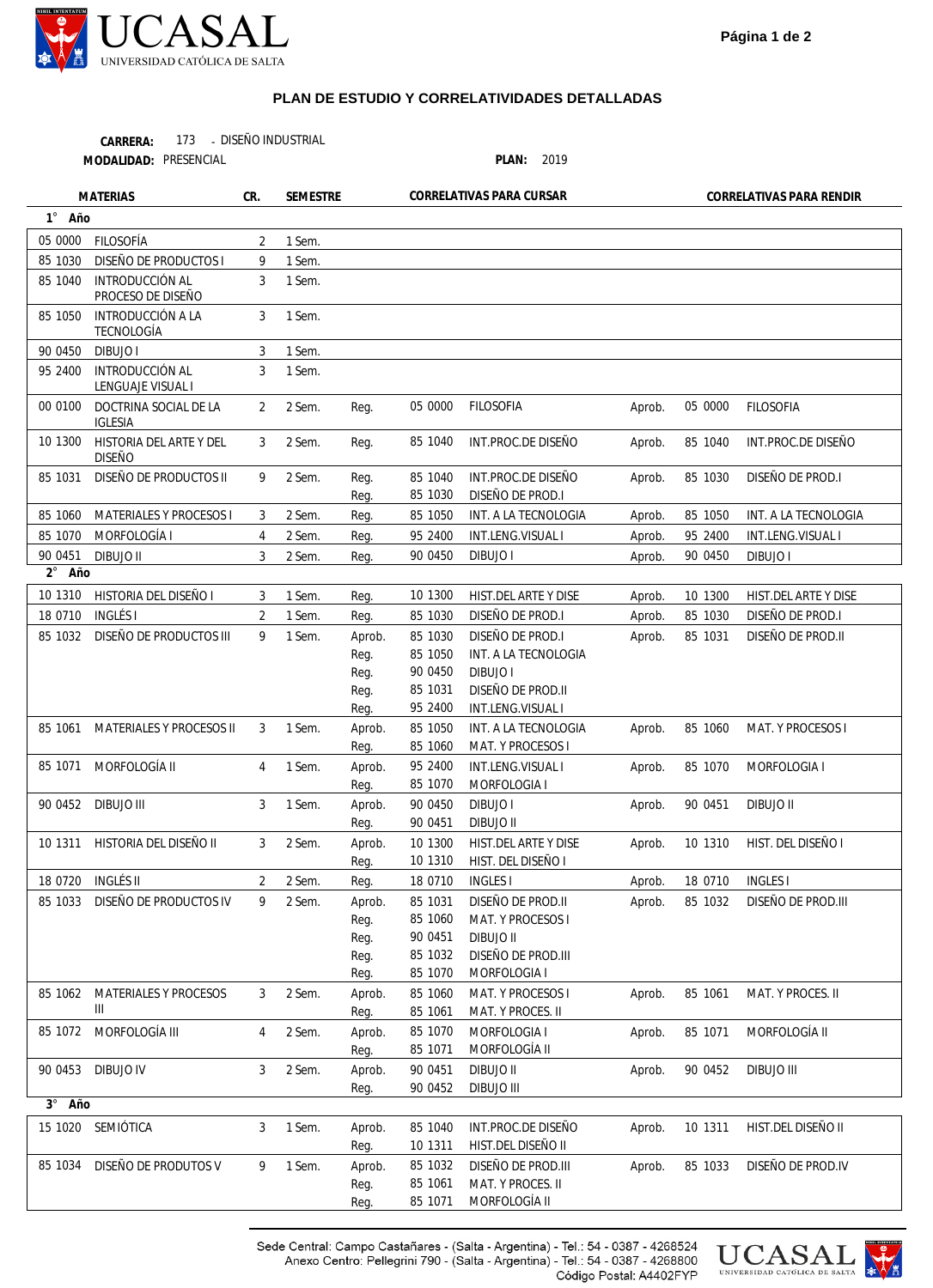UCASAL
UNIVERSIDAD CATÓLICA DE SALTA

## PLAN DE ESTUDIO Y CORRELATIVIDADES DETALLADAS

**CARRERA:** 173 - DISEÑO INDUSTRIAL
**MODALIDAD:** PRESENCIAL **PLAN:** 2019

| MATERIAS | | CR. | SEMESTRE | CORRELATIVAS PARA CURSAR | | | CORRELATIVAS PARA RENDIR | | |
|---|---|---|---|---|---|---|---|---|---|
| **1° Año** | | | | | | | | | |
| 05 0000 | FILOSOFÍA | 2 | 1 Sem. | | | | | | |
| 85 1030 | DISEÑO DE PRODUCTOS I | 9 | 1 Sem. | | | | | | |
| 85 1040 | INTRODUCCIÓN AL PROCESO DE DISEÑO | 3 | 1 Sem. | | | | | | |
| 85 1050 | INTRODUCCIÓN A LA TECNOLOGÍA | 3 | 1 Sem. | | | | | | |
| 90 0450 | DIBUJO I | 3 | 1 Sem. | | | | | | |
| 95 2400 | INTRODUCCIÓN AL LENGUAJE VISUAL I | 3 | 1 Sem. | | | | | | |
| 00 0100 | DOCTRINA SOCIAL DE LA IGLESIA | 2 | 2 Sem. | Reg. | 05 0000 | FILOSOFIA | Aprob. | 05 0000 | FILOSOFIA |
| 10 1300 | HISTORIA DEL ARTE Y DEL DISEÑO | 3 | 2 Sem. | Reg. | 85 1040 | INT.PROC.DE DISEÑO | Aprob. | 85 1040 | INT.PROC.DE DISEÑO |
| 85 1031 | DISEÑO DE PRODUCTOS II | 9 | 2 Sem. | Reg. | 85 1040 | INT.PROC.DE DISEÑO | Aprob. | 85 1030 | DISEÑO DE PROD.I |
| | | | | Reg. | 85 1030 | DISEÑO DE PROD.I | | | |
| 85 1060 | MATERIALES Y PROCESOS I | 3 | 2 Sem. | Reg. | 85 1050 | INT. A LA TECNOLOGIA | Aprob. | 85 1050 | INT. A LA TECNOLOGIA |
| 85 1070 | MORFOLOGÍA I | 4 | 2 Sem. | Reg. | 95 2400 | INT.LENG.VISUAL I | Aprob. | 95 2400 | INT.LENG.VISUAL I |
| 90 0451 | DIBUJO II | 3 | 2 Sem. | Reg. | 90 0450 | DIBUJO I | Aprob. | 90 0450 | DIBUJO I |
| **2° Año** | | | | | | | | | |
| 10 1310 | HISTORIA DEL DISEÑO I | 3 | 1 Sem. | Reg. | 10 1300 | HIST.DEL ARTE Y DISE | Aprob. | 10 1300 | HIST.DEL ARTE Y DISE |
| 18 0710 | INGLÉS I | 2 | 1 Sem. | Reg. | 85 1030 | DISEÑO DE PROD.I | Aprob. | 85 1030 | DISEÑO DE PROD.I |
| 85 1032 | DISEÑO DE PRODUCTOS III | 9 | 1 Sem. | Aprob. | 85 1030 | DISEÑO DE PROD.I | Aprob. | 85 1031 | DISEÑO DE PROD.II |
| | | | | Reg. | 85 1050 | INT. A LA TECNOLOGIA | | | |
| | | | | Reg. | 90 0450 | DIBUJO I | | | |
| | | | | Reg. | 85 1031 | DISEÑO DE PROD.II | | | |
| | | | | Reg. | 95 2400 | INT.LENG.VISUAL I | | | |
| 85 1061 | MATERIALES Y PROCESOS II | 3 | 1 Sem. | Aprob. | 85 1050 | INT. A LA TECNOLOGIA | Aprob. | 85 1060 | MAT. Y PROCESOS I |
| | | | | Reg. | 85 1060 | MAT. Y PROCESOS I | | | |
| 85 1071 | MORFOLOGÍA II | 4 | 1 Sem. | Aprob. | 95 2400 | INT.LENG.VISUAL I | Aprob. | 85 1070 | MORFOLOGIA I |
| | | | | Reg. | 85 1070 | MORFOLOGIA I | | | |
| 90 0452 | DIBUJO III | 3 | 1 Sem. | Aprob. | 90 0450 | DIBUJO I | Aprob. | 90 0451 | DIBUJO II |
| | | | | Reg. | 90 0451 | DIBUJO II | | | |
| 10 1311 | HISTORIA DEL DISEÑO II | 3 | 2 Sem. | Aprob. | 10 1300 | HIST.DEL ARTE Y DISE | Aprob. | 10 1310 | HIST. DEL DISEÑO I |
| | | | | Reg. | 10 1310 | HIST. DEL DISEÑO I | | | |
| 18 0720 | INGLÉS II | 2 | 2 Sem. | Reg. | 18 0710 | INGLES I | Aprob. | 18 0710 | INGLES I |
| 85 1033 | DISEÑO DE PRODUCTOS IV | 9 | 2 Sem. | Aprob. | 85 1031 | DISEÑO DE PROD.II | Aprob. | 85 1032 | DISEÑO DE PROD.III |
| | | | | Reg. | 85 1060 | MAT. Y PROCESOS I | | | |
| | | | | Reg. | 90 0451 | DIBUJO II | | | |
| | | | | Reg. | 85 1032 | DISEÑO DE PROD.III | | | |
| | | | | Reg. | 85 1070 | MORFOLOGIA I | | | |
| 85 1062 | MATERIALES Y PROCESOS III | 3 | 2 Sem. | Aprob. | 85 1060 | MAT. Y PROCESOS I | Aprob. | 85 1061 | MAT. Y PROCES. II |
| | | | | Reg. | 85 1061 | MAT. Y PROCES. II | | | |
| 85 1072 | MORFOLOGÍA III | 4 | 2 Sem. | Aprob. | 85 1070 | MORFOLOGIA I | Aprob. | 85 1071 | MORFOLOGÍA II |
| | | | | Reg. | 85 1071 | MORFOLOGÍA II | | | |
| 90 0453 | DIBUJO IV | 3 | 2 Sem. | Aprob. | 90 0451 | DIBUJO II | Aprob. | 90 0452 | DIBUJO III |
| | | | | Reg. | 90 0452 | DIBUJO III | | | |
| **3° Año** | | | | | | | | | |
| 15 1020 | SEMIÓTICA | 3 | 1 Sem. | Aprob. | 85 1040 | INT.PROC.DE DISEÑO | Aprob. | 10 1311 | HIST.DEL DISEÑO II |
| | | | | Reg. | 10 1311 | HIST.DEL DISEÑO II | | | |
| 85 1034 | DISEÑO DE PRODUTOS V | 9 | 1 Sem. | Aprob. | 85 1032 | DISEÑO DE PROD.III | Aprob. | 85 1033 | DISEÑO DE PROD.IV |
| | | | | Reg. | 85 1061 | MAT. Y PROCES. II | | | |
| | | | | Reg. | 85 1071 | MORFOLOGÍA II | | | |

Sede Central: Campo Castañares - (Salta - Argentina) - Tel.: 54 - 0387 - 4268524
Anexo Centro: Pellegrini 790 - (Salta - Argentina) - Tel.: 54 - 0387 - 4268800
Código Postal: A4402FYP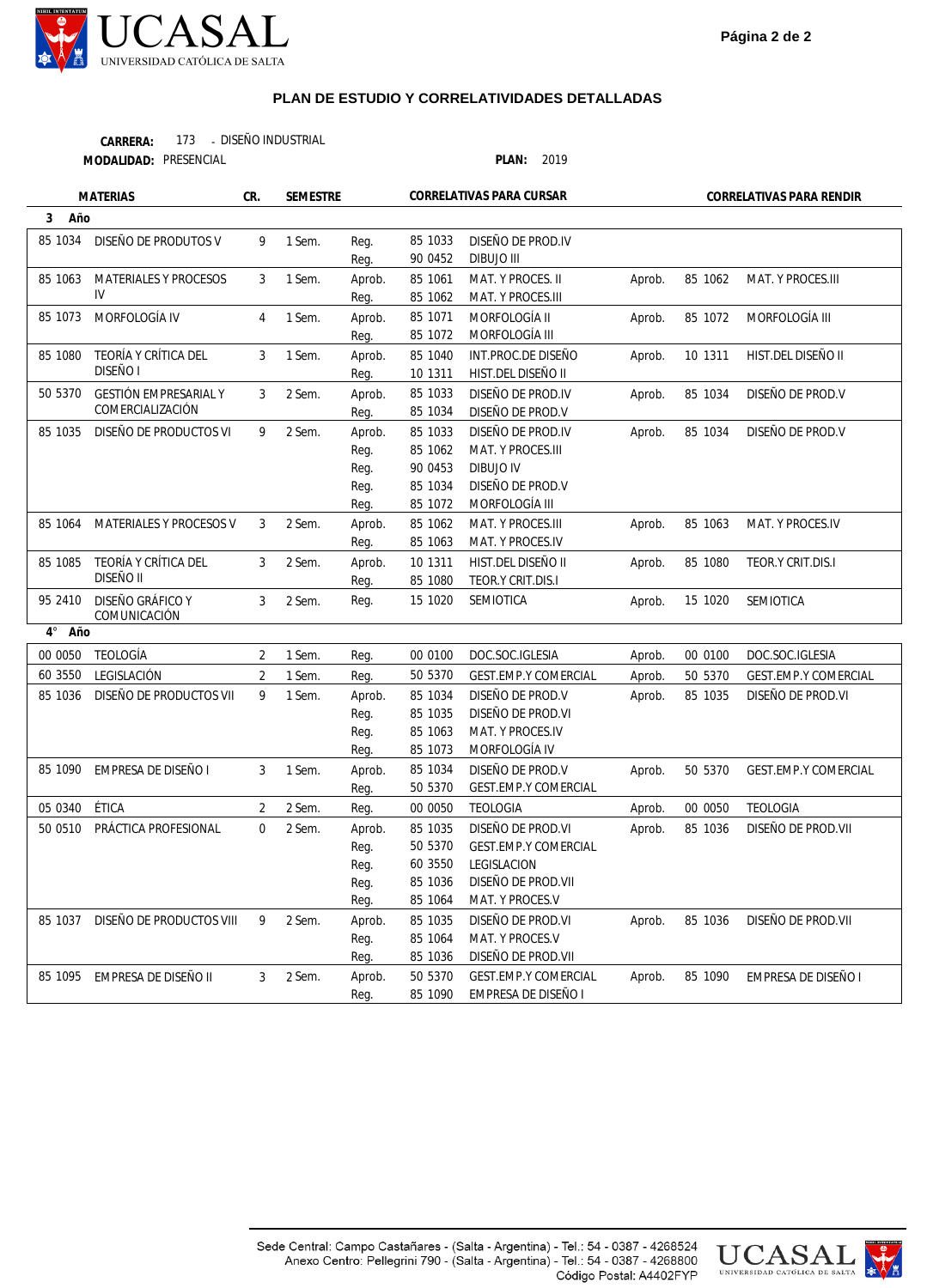UCASAL
UNIVERSIDAD CATÓLICA DE SALTA

## PLAN DE ESTUDIO Y CORRELATIVIDADES DETALLADAS

**CARRERA:** 173 - DISEÑO INDUSTRIAL
**MODALIDAD:** PRESENCIAL **PLAN:** 2019

| MATERIAS | | CR. | SEMESTRE | CORRELATIVAS PARA CURSAR | | | CORRELATIVAS PARA RENDIR | | |
|---|---|---|---|---|---|---|---|---|---|
| **3 Año** | | | | | | | | | |
| 85 1034 | DISEÑO DE PRODUTOS V | 9 | 1 Sem. | Reg. | 85 1033 | DISEÑO DE PROD.IV | | | |
| | | | | Reg. | 90 0452 | DIBUJO III | | | |
| 85 1063 | MATERIALES Y PROCESOS IV | 3 | 1 Sem. | Aprob. | 85 1061 | MAT. Y PROCES. II | Aprob. | 85 1062 | MAT. Y PROCES.III |
| | | | | Reg. | 85 1062 | MAT. Y PROCES.III | | | |
| 85 1073 | MORFOLOGÍA IV | 4 | 1 Sem. | Aprob. | 85 1071 | MORFOLOGÍA II | Aprob. | 85 1072 | MORFOLOGÍA III |
| | | | | Reg. | 85 1072 | MORFOLOGÍA III | | | |
| 85 1080 | TEORÍA Y CRÍTICA DEL DISEÑO I | 3 | 1 Sem. | Aprob. | 85 1040 | INT.PROC.DE DISEÑO | Aprob. | 10 1311 | HIST.DEL DISEÑO II |
| | | | | Reg. | 10 1311 | HIST.DEL DISEÑO II | | | |
| 50 5370 | GESTIÓN EMPRESARIAL Y COMERCIALIZACIÓN | 3 | 2 Sem. | Aprob. | 85 1033 | DISEÑO DE PROD.IV | Aprob. | 85 1034 | DISEÑO DE PROD.V |
| | | | | Reg. | 85 1034 | DISEÑO DE PROD.V | | | |
| 85 1035 | DISEÑO DE PRODUCTOS VI | 9 | 2 Sem. | Aprob. | 85 1033 | DISEÑO DE PROD.IV | Aprob. | 85 1034 | DISEÑO DE PROD.V |
| | | | | Reg. | 85 1062 | MAT. Y PROCES.III | | | |
| | | | | Reg. | 90 0453 | DIBUJO IV | | | |
| | | | | Reg. | 85 1034 | DISEÑO DE PROD.V | | | |
| | | | | Reg. | 85 1072 | MORFOLOGÍA III | | | |
| 85 1064 | MATERIALES Y PROCESOS V | 3 | 2 Sem. | Aprob. | 85 1062 | MAT. Y PROCES.III | Aprob. | 85 1063 | MAT. Y PROCES.IV |
| | | | | Reg. | 85 1063 | MAT. Y PROCES.IV | | | |
| 85 1085 | TEORÍA Y CRÍTICA DEL DISEÑO II | 3 | 2 Sem. | Aprob. | 10 1311 | HIST.DEL DISEÑO II | Aprob. | 85 1080 | TEOR.Y CRIT.DIS.I |
| | | | | Reg. | 85 1080 | TEOR.Y CRIT.DIS.I | | | |
| 95 2410 | DISEÑO GRÁFICO Y COMUNICACIÓN | 3 | 2 Sem. | Reg. | 15 1020 | SEMIOTICA | Aprob. | 15 1020 | SEMIOTICA |
| **4° Año** | | | | | | | | | |
| 00 0050 | TEOLOGÍA | 2 | 1 Sem. | Reg. | 00 0100 | DOC.SOC.IGLESIA | Aprob. | 00 0100 | DOC.SOC.IGLESIA |
| 60 3550 | LEGISLACIÓN | 2 | 1 Sem. | Reg. | 50 5370 | GEST.EMP.Y COMERCIAL | Aprob. | 50 5370 | GEST.EMP.Y COMERCIAL |
| 85 1036 | DISEÑO DE PRODUCTOS VII | 9 | 1 Sem. | Aprob. | 85 1034 | DISEÑO DE PROD.V | Aprob. | 85 1035 | DISEÑO DE PROD.VI |
| | | | | Reg. | 85 1035 | DISEÑO DE PROD.VI | | | |
| | | | | Reg. | 85 1063 | MAT. Y PROCES.IV | | | |
| | | | | Reg. | 85 1073 | MORFOLOGÍA IV | | | |
| 85 1090 | EMPRESA DE DISEÑO I | 3 | 1 Sem. | Aprob. | 85 1034 | DISEÑO DE PROD.V | Aprob. | 50 5370 | GEST.EMP.Y COMERCIAL |
| | | | | Reg. | 50 5370 | GEST.EMP.Y COMERCIAL | | | |
| 05 0340 | ÉTICA | 2 | 2 Sem. | Reg. | 00 0050 | TEOLOGIA | Aprob. | 00 0050 | TEOLOGIA |
| 50 0510 | PRÁCTICA PROFESIONAL | 0 | 2 Sem. | Aprob. | 85 1035 | DISEÑO DE PROD.VI | Aprob. | 85 1036 | DISEÑO DE PROD.VII |
| | | | | Reg. | 50 5370 | GEST.EMP.Y COMERCIAL | | | |
| | | | | Reg. | 60 3550 | LEGISLACION | | | |
| | | | | Reg. | 85 1036 | DISEÑO DE PROD.VII | | | |
| | | | | Reg. | 85 1064 | MAT. Y PROCES.V | | | |
| 85 1037 | DISEÑO DE PRODUCTOS VIII | 9 | 2 Sem. | Aprob. | 85 1035 | DISEÑO DE PROD.VI | Aprob. | 85 1036 | DISEÑO DE PROD.VII |
| | | | | Reg. | 85 1064 | MAT. Y PROCES.V | | | |
| | | | | Reg. | 85 1036 | DISEÑO DE PROD.VII | | | |
| 85 1095 | EMPRESA DE DISEÑO II | 3 | 2 Sem. | Aprob. | 50 5370 | GEST.EMP.Y COMERCIAL | Aprob. | 85 1090 | EMPRESA DE DISEÑO I |
| | | | | Reg. | 85 1090 | EMPRESA DE DISEÑO I | | | |

Sede Central: Campo Castañares - (Salta - Argentina) - Tel.: 54 - 0387 - 4268524
Anexo Centro: Pellegrini 790 - (Salta - Argentina) - Tel.: 54 - 0387 - 4268800
Código Postal: A4402FYP